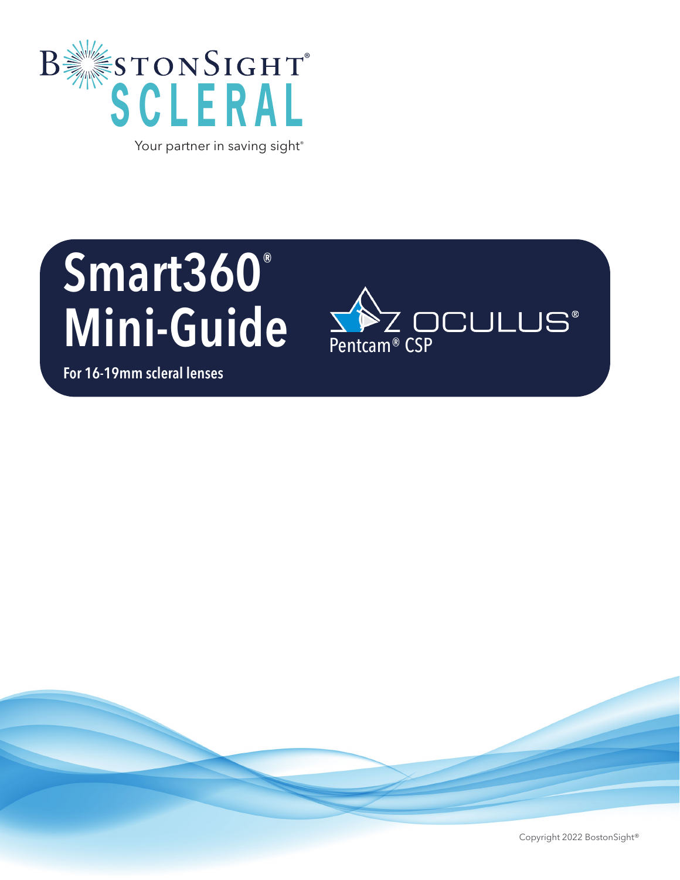BostonSight®
SCLERAL

Your partner in saving sight®

# Smart360® Mini-Guide

OCULUS® Pentcam® CSP

**For 16-19mm scleral lenses**

Copyright 2022 BostonSight®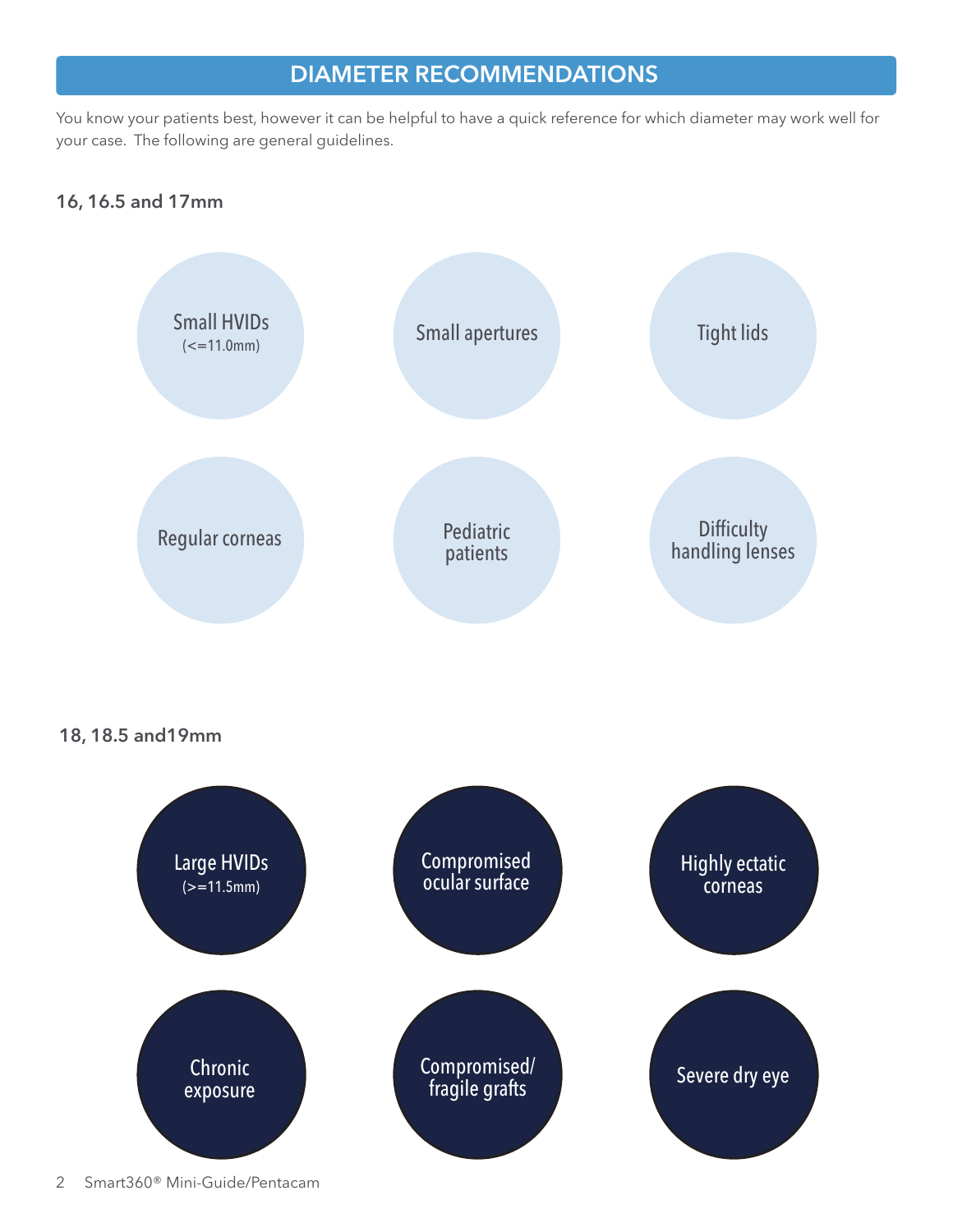# DIAMETER RECOMMENDATIONS

You know your patients best, however it can be helpful to have a quick reference for which diameter may work well for your case. The following are general guidelines.

### 16, 16.5 and 17mm

- Small HVIDs (<=11.0mm)
- Small apertures
- Tight lids
- Regular corneas
- Pediatric patients
- Difficulty handling lenses

### 18, 18.5 and19mm

- Large HVIDs (>=11.5mm)
- Compromised ocular surface
- Highly ectatic corneas
- Chronic exposure
- Compromised/ fragile grafts
- Severe dry eye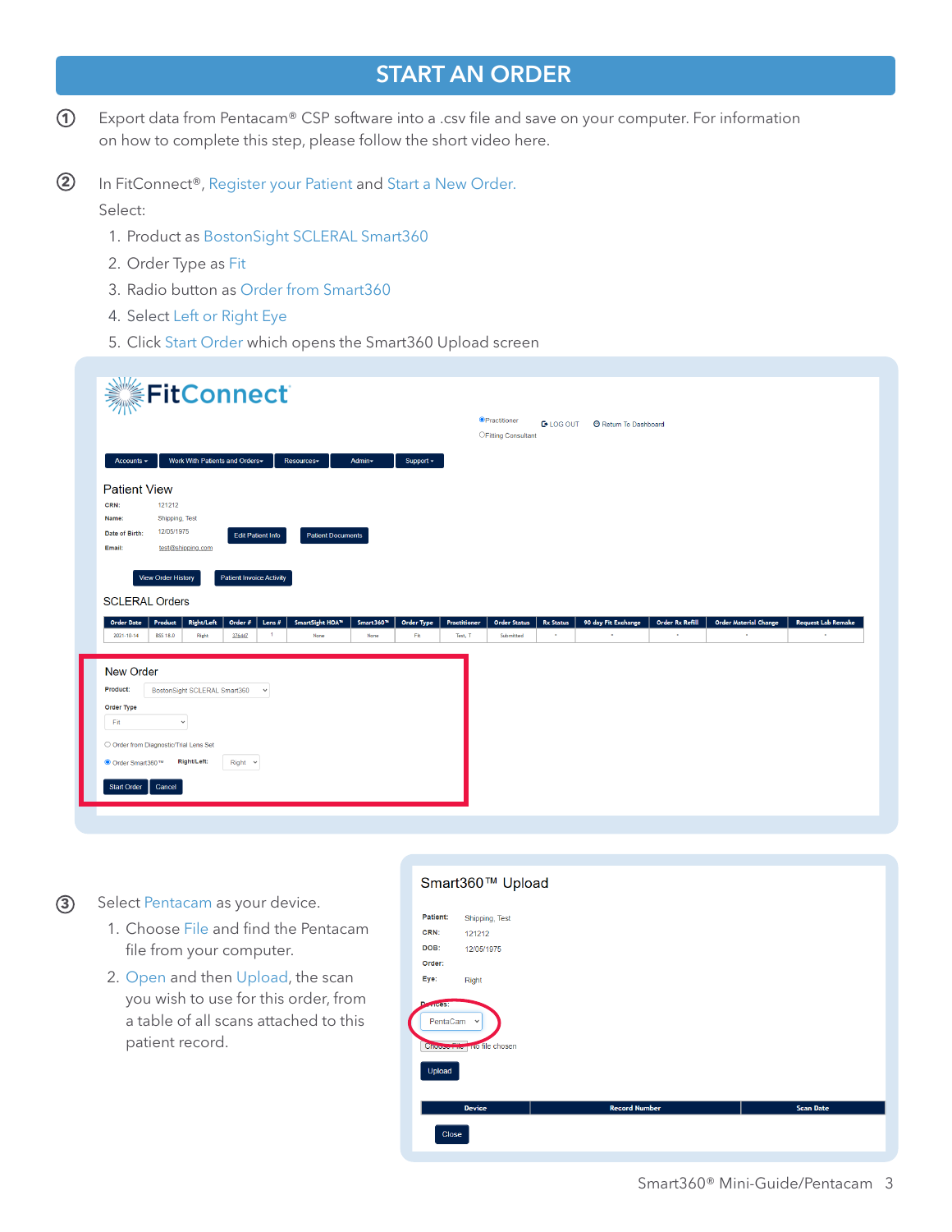# START AN ORDER

① Export data from Pentacam® CSP software into a .csv file and save on your computer. For information on how to complete this step, please follow the short video here.

② In FitConnect®, Register your Patient and Start a New Order.

Select:

1. Product as BostonSight SCLERAL Smart360
2. Order Type as Fit
3. Radio button as Order from Smart360
4. Select Left or Right Eye
5. Click Start Order which opens the Smart360 Upload screen

FitConnect

●Practitioner
○Fitting Consultant
LOG OUT
Return To Dashboard

Accounts ▾ | Work With Patients and Orders ▾ | Resources ▾ | Admin ▾ | Support ▾

Patient View

CRN: 121212
Name: Shipping, Test
Date of Birth: 12/05/1975
Email: test@shipping.com

Edit Patient Info
Patient Documents
View Order History
Patient Invoice Activity

SCLERAL Orders

| Order Date | Product | Right/Left | Order # | Lens # | SmartSight HOA™ | Smart360™ | Order Type | Practitioner | Order Status | Rx Status | 90 day Fit Exchange | Order Rx Refill | Order Material Change | Request Lab Remake |
|---|---|---|---|---|---|---|---|---|---|---|---|---|---|---|
| 2021-10-14 | BSS 18.0 | Right | 376447 | 1 | None | None | Fit | Test, T | Submitted | - | - | - | - | - |

New Order

Product: BostonSight SCLERAL Smart360
Order Type: Fit
○ Order from Diagnostic/Trial Lens Set
● Order Smart360™ Right/Left: Right

Start Order | Cancel

③ Select Pentacam as your device.

1. Choose File and find the Pentacam file from your computer.
2. Open and then Upload, the scan you wish to use for this order, from a table of all scans attached to this patient record.

Smart360™ Upload

Patient: Shipping, Test
CRN: 121212
DOB: 12/05/1975
Order:
Eye: Right

Devices:
PentaCam
Choose File No file chosen
Upload

| Device | Record Number | Scan Date |
|---|---|---|

Close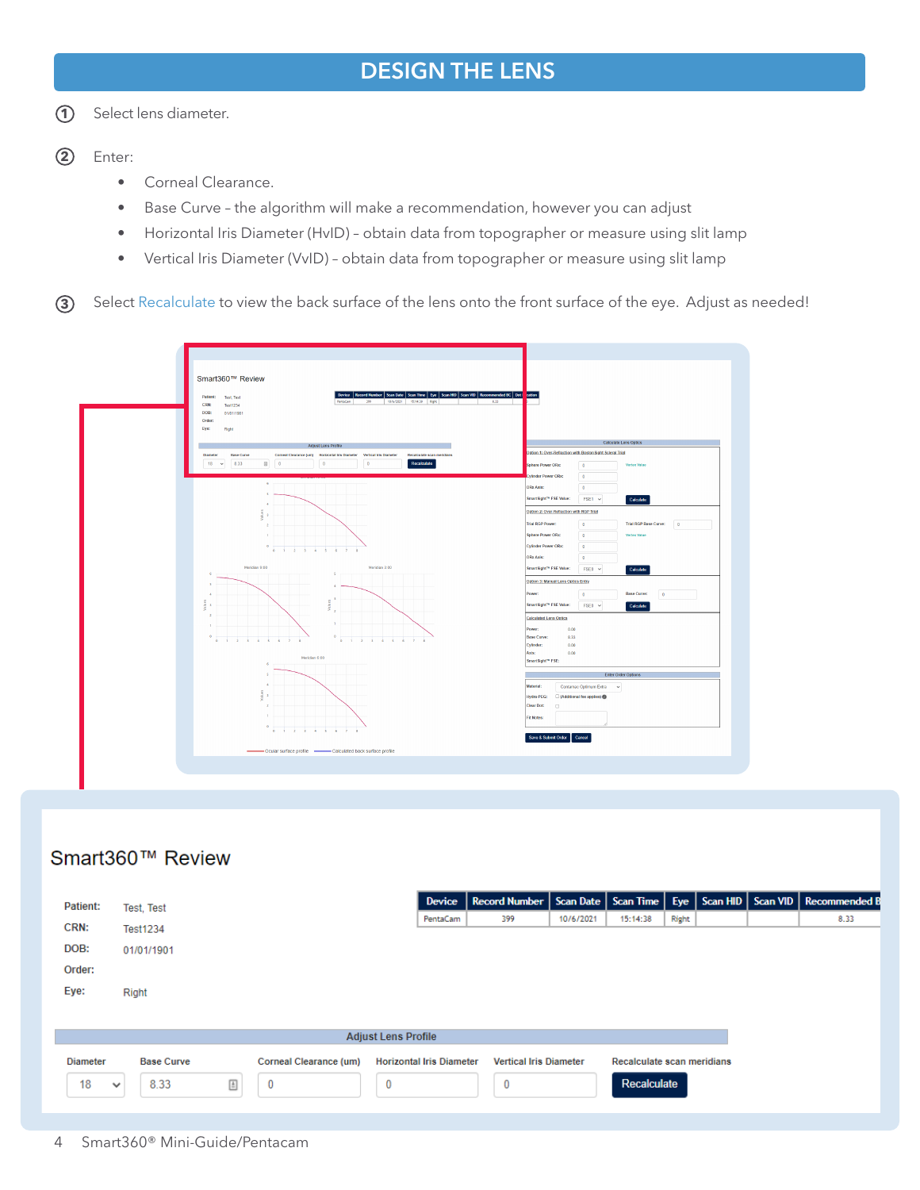# DESIGN THE LENS

1. Select lens diameter.

2. Enter:
   - Corneal Clearance.
   - Base Curve – the algorithm will make a recommendation, however you can adjust
   - Horizontal Iris Diameter (HvID) – obtain data from topographer or measure using slit lamp
   - Vertical Iris Diameter (VvID) – obtain data from topographer or measure using slit lamp

3. Select Recalculate to view the back surface of the lens onto the front surface of the eye. Adjust as needed!

Smart360™ Review

Patient: Test, Test
CRN: Test1234
DOB: 01/01/1901
Order:
Eye: Right

| Device | Record Number | Scan Date | Scan Time | Eye | Scan HID | Scan VID | Recommended B |
|---|---|---|---|---|---|---|---|
| PentaCam | 399 | 10/6/2021 | 15:14:38 | Right | | | 8.33 |

Adjust Lens Profile

| Diameter | Base Curve | Corneal Clearance (um) | Horizontal Iris Diameter | Vertical Iris Diameter | Recalculate scan meridians |
|---|---|---|---|---|---|
| 18 | 8.33 | 0 | 0 | 0 | Recalculate |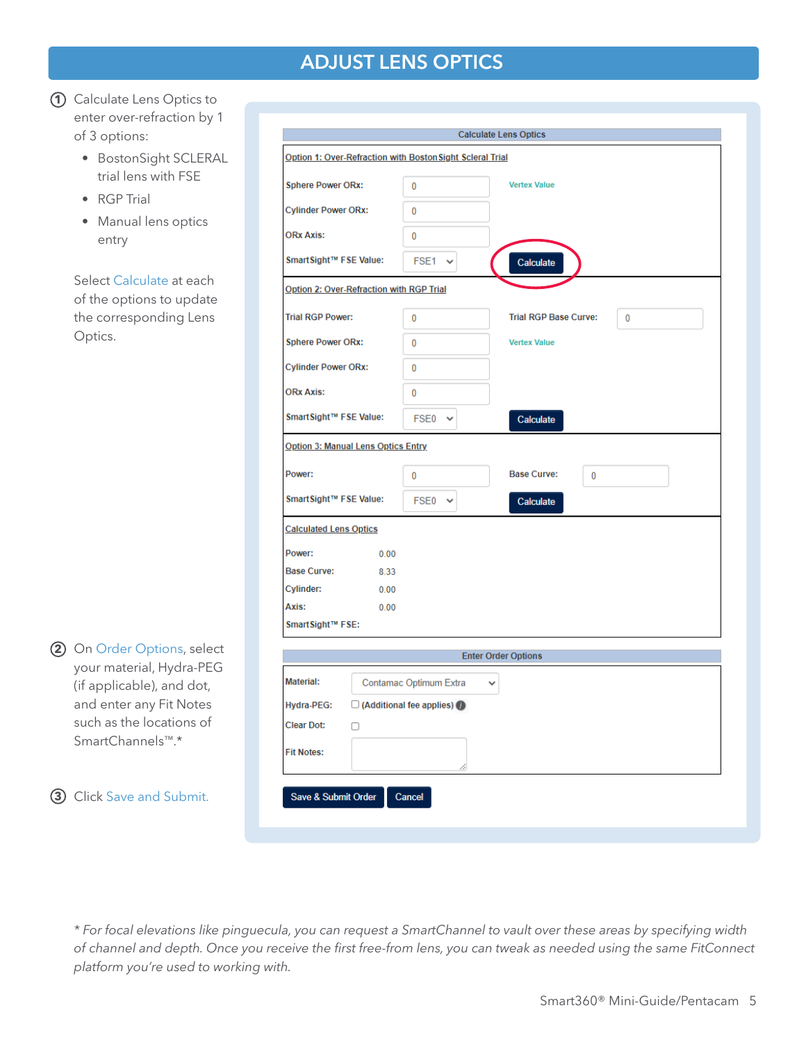# ADJUST LENS OPTICS

① Calculate Lens Optics to enter over-refraction by 1 of 3 options:

- BostonSight SCLERAL trial lens with FSE
- RGP Trial
- Manual lens optics entry

Select Calculate at each of the options to update the corresponding Lens Optics.

**Calculate Lens Optics**

Option 1: Over-Refraction with BostonSight Scleral Trial

Sphere Power ORx: 0 — Vertex Value

Cylinder Power ORx: 0

ORx Axis: 0

SmartSight™ FSE Value: FSE1 — Calculate

Option 2: Over-Refraction with RGP Trial

Trial RGP Power: 0 — Trial RGP Base Curve: 0

Sphere Power ORx: 0 — Vertex Value

Cylinder Power ORx: 0

ORx Axis: 0

SmartSight™ FSE Value: FSE0 — Calculate

Option 3: Manual Lens Optics Entry

Power: 0 — Base Curve: 0

SmartSight™ FSE Value: FSE0 — Calculate

Calculated Lens Optics

Power: 0.00

Base Curve: 8.33

Cylinder: 0.00

Axis: 0.00

SmartSight™ FSE:

② On Order Options, select your material, Hydra-PEG (if applicable), and dot, and enter any Fit Notes such as the locations of SmartChannels™.*

**Enter Order Options**

Material: Contamac Optimum Extra

Hydra-PEG: (Additional fee applies)

Clear Dot:

Fit Notes:

③ Click Save and Submit.

Save & Submit Order — Cancel

*\* For focal elevations like pinguecula, you can request a SmartChannel to vault over these areas by specifying width of channel and depth. Once you receive the first free-from lens, you can tweak as needed using the same FitConnect platform you're used to working with.*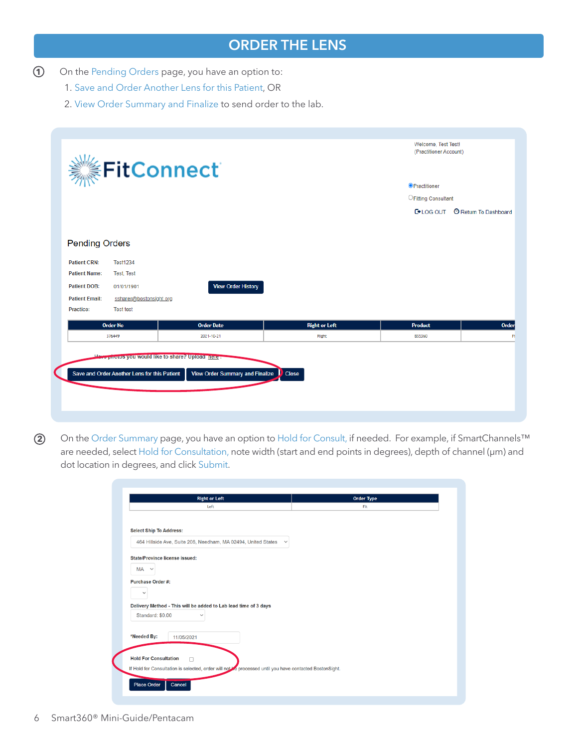# ORDER THE LENS

① On the Pending Orders page, you have an option to:

1. Save and Order Another Lens for this Patient, OR
2. View Order Summary and Finalize to send order to the lab.

Welcome, Test Test!
(Practitioner Account)

FitConnect

Practitioner
Fitting Consultant

LOG OUT   Return To Dashboard

Pending Orders

Patient CRN: Test1234
Patient Name: Test, Test
Patient DOB: 01/01/1901
Patient Email: ssharer@bostonsight.org
Practice: Test test

View Order History

| Order No | Order Date | Right or Left | Product | Order |
|---|---|---|---|---|
| 376449 | 2021-10-21 | Right | 895360 | Fi |

Have photos you would like to share? Upload here.

Save and Order Another Lens for this Patient | View Order Summary and Finalize | Close

② On the Order Summary page, you have an option to Hold for Consult, if needed. For example, if SmartChannels™ are needed, select Hold for Consultation, note width (start and end points in degrees), depth of channel (μm) and dot location in degrees, and click Submit.

| Right or Left | Order Type |
|---|---|
| Left | Fit |

Select Ship To Address: 464 Hillside Ave, Suite 206, Needham, MA 02494, United States

State/Province license issued: MA

Purchase Order #:

Delivery Method - This will be added to Lab lead time of 3 days: Standard: $0.00

*Needed By: 11/05/2021

Hold For Consultation

If Hold for Consultation is selected, order will not be processed until you have contacted BostonSight.

Place Order | Cancel

Smart360® Mini-Guide/Pentacam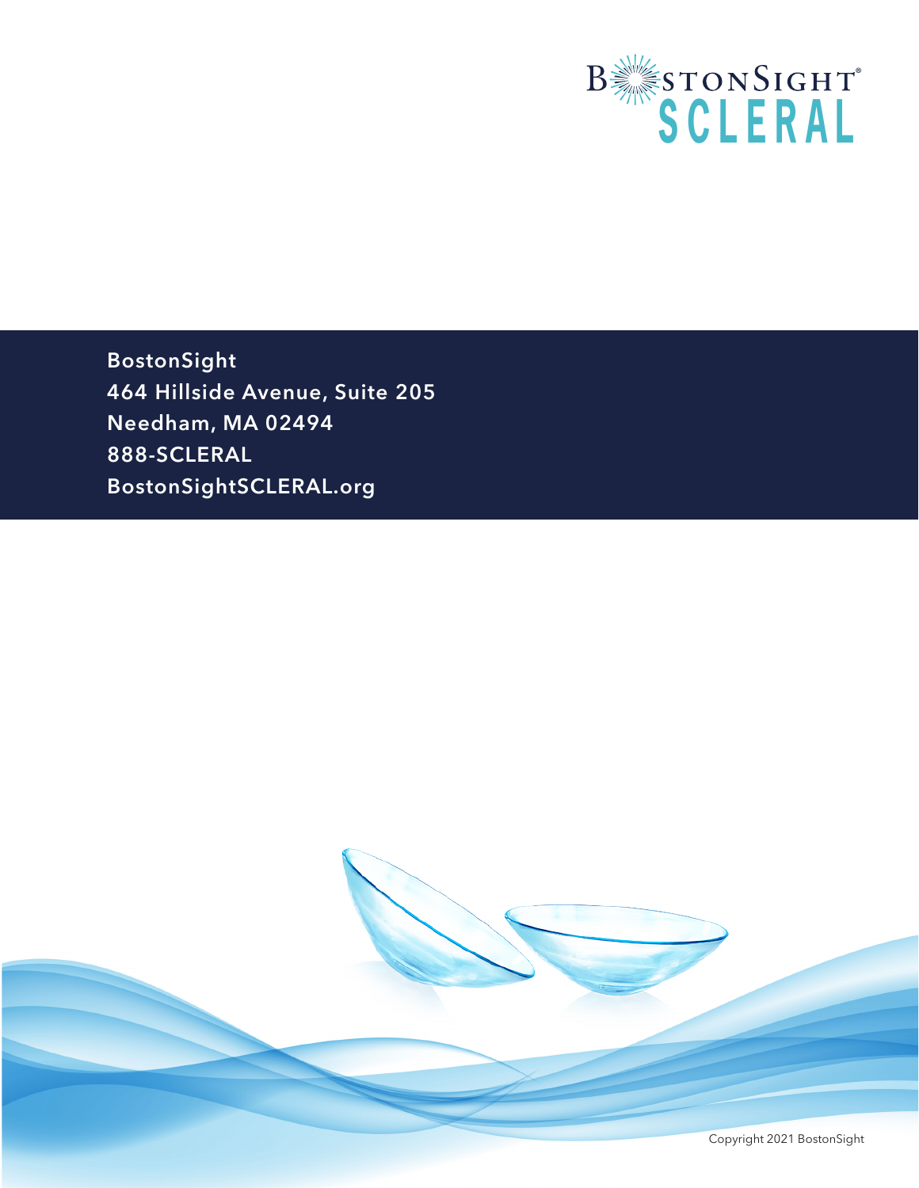BostonSight SCLERAL

BostonSight
464 Hillside Avenue, Suite 205
Needham, MA 02494
888-SCLERAL
BostonSightSCLERAL.org

Copyright 2021 BostonSight